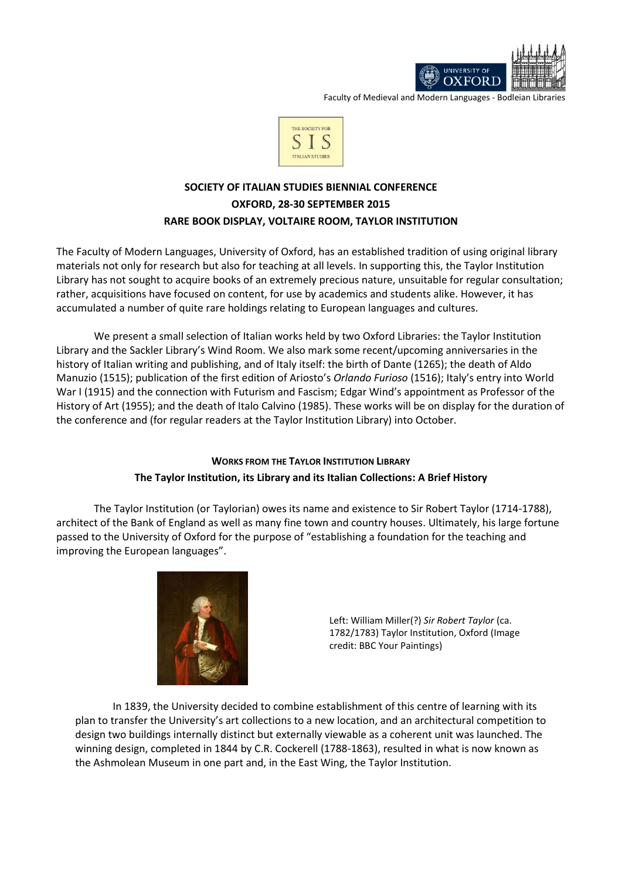Faculty of Medieval and Modern Languages - Bodleian Libraries

THE SOCIETY FOR SIS ITALIAN STUDIES

# SOCIETY OF ITALIAN STUDIES BIENNIAL CONFERENCE
# OXFORD, 28-30 SEPTEMBER 2015
# RARE BOOK DISPLAY, VOLTAIRE ROOM, TAYLOR INSTITUTION

The Faculty of Modern Languages, University of Oxford, has an established tradition of using original library materials not only for research but also for teaching at all levels. In supporting this, the Taylor Institution Library has not sought to acquire books of an extremely precious nature, unsuitable for regular consultation; rather, acquisitions have focused on content, for use by academics and students alike. However, it has accumulated a number of quite rare holdings relating to European languages and cultures.

We present a small selection of Italian works held by two Oxford Libraries: the Taylor Institution Library and the Sackler Library's Wind Room. We also mark some recent/upcoming anniversaries in the history of Italian writing and publishing, and of Italy itself: the birth of Dante (1265); the death of Aldo Manuzio (1515); publication of the first edition of Ariosto's *Orlando Furioso* (1516); Italy's entry into World War I (1915) and the connection with Futurism and Fascism; Edgar Wind's appointment as Professor of the History of Art (1955); and the death of Italo Calvino (1985). These works will be on display for the duration of the conference and (for regular readers at the Taylor Institution Library) into October.

## WORKS FROM THE TAYLOR INSTITUTION LIBRARY

### The Taylor Institution, its Library and its Italian Collections: A Brief History

The Taylor Institution (or Taylorian) owes its name and existence to Sir Robert Taylor (1714-1788), architect of the Bank of England as well as many fine town and country houses. Ultimately, his large fortune passed to the University of Oxford for the purpose of "establishing a foundation for the teaching and improving the European languages".

Left: William Miller(?) *Sir Robert Taylor* (ca. 1782/1783) Taylor Institution, Oxford (Image credit: BBC Your Paintings)

In 1839, the University decided to combine establishment of this centre of learning with its plan to transfer the University's art collections to a new location, and an architectural competition to design two buildings internally distinct but externally viewable as a coherent unit was launched. The winning design, completed in 1844 by C.R. Cockerell (1788-1863), resulted in what is now known as the Ashmolean Museum in one part and, in the East Wing, the Taylor Institution.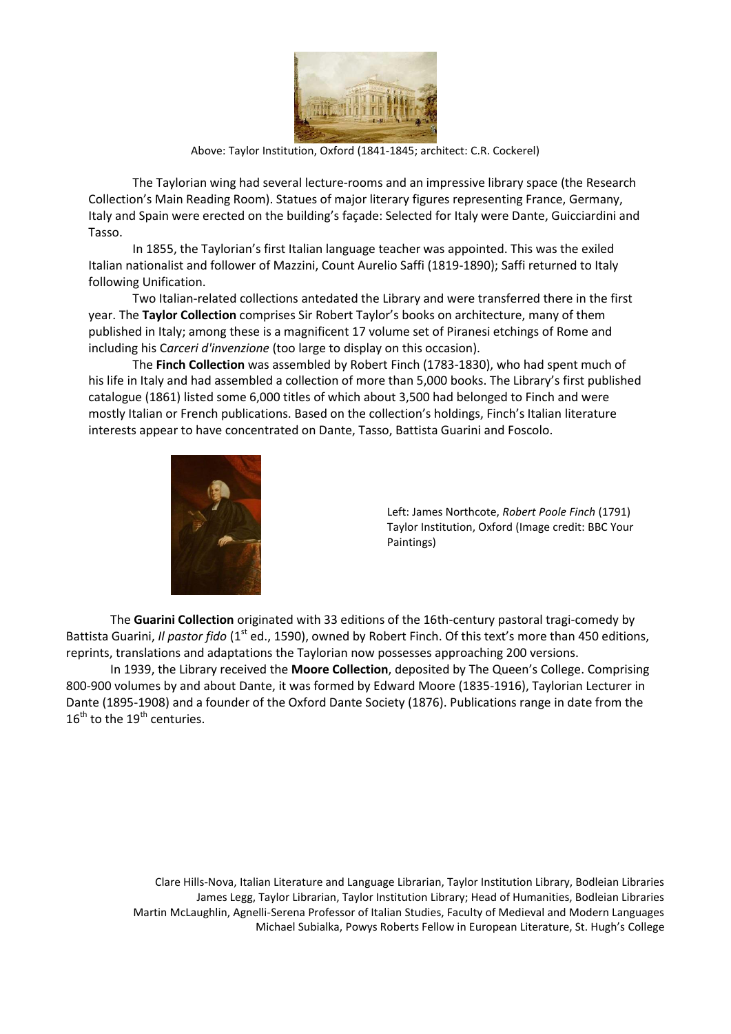Above: Taylor Institution, Oxford (1841-1845; architect: C.R. Cockerel)

The Taylorian wing had several lecture-rooms and an impressive library space (the Research Collection's Main Reading Room). Statues of major literary figures representing France, Germany, Italy and Spain were erected on the building's façade: Selected for Italy were Dante, Guicciardini and Tasso.

In 1855, the Taylorian's first Italian language teacher was appointed. This was the exiled Italian nationalist and follower of Mazzini, Count Aurelio Saffi (1819-1890); Saffi returned to Italy following Unification.

Two Italian-related collections antedated the Library and were transferred there in the first year. The **Taylor Collection** comprises Sir Robert Taylor's books on architecture, many of them published in Italy; among these is a magnificent 17 volume set of Piranesi etchings of Rome and including his C*arceri d'invenzione* (too large to display on this occasion).

The **Finch Collection** was assembled by Robert Finch (1783-1830), who had spent much of his life in Italy and had assembled a collection of more than 5,000 books. The Library's first published catalogue (1861) listed some 6,000 titles of which about 3,500 had belonged to Finch and were mostly Italian or French publications. Based on the collection's holdings, Finch's Italian literature interests appear to have concentrated on Dante, Tasso, Battista Guarini and Foscolo.

Left: James Northcote, *Robert Poole Finch* (1791) Taylor Institution, Oxford (Image credit: BBC Your Paintings)

The **Guarini Collection** originated with 33 editions of the 16th-century pastoral tragi-comedy by Battista Guarini, *Il pastor fido* (1st ed., 1590), owned by Robert Finch. Of this text's more than 450 editions, reprints, translations and adaptations the Taylorian now possesses approaching 200 versions.

In 1939, the Library received the **Moore Collection**, deposited by The Queen's College. Comprising 800-900 volumes by and about Dante, it was formed by Edward Moore (1835-1916), Taylorian Lecturer in Dante (1895-1908) and a founder of the Oxford Dante Society (1876). Publications range in date from the 16th to the 19th centuries.

Clare Hills-Nova, Italian Literature and Language Librarian, Taylor Institution Library, Bodleian Libraries
James Legg, Taylor Librarian, Taylor Institution Library; Head of Humanities, Bodleian Libraries
Martin McLaughlin, Agnelli-Serena Professor of Italian Studies, Faculty of Medieval and Modern Languages
Michael Subialka, Powys Roberts Fellow in European Literature, St. Hugh's College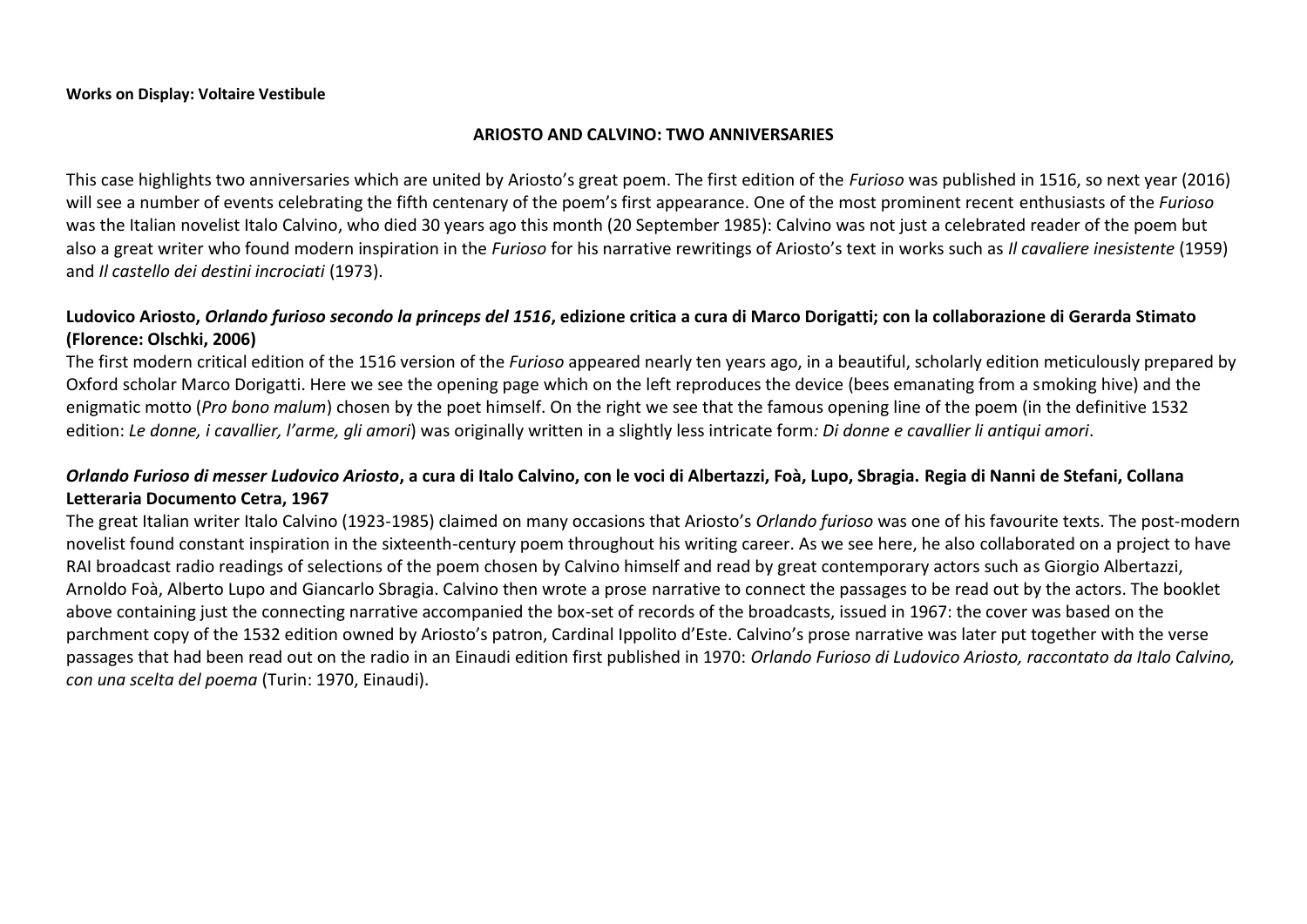**Works on Display: Voltaire Vestibule**

## ARIOSTO AND CALVINO: TWO ANNIVERSARIES

This case highlights two anniversaries which are united by Ariosto's great poem. The first edition of the *Furioso* was published in 1516, so next year (2016) will see a number of events celebrating the fifth centenary of the poem's first appearance. One of the most prominent recent enthusiasts of the *Furioso* was the Italian novelist Italo Calvino, who died 30 years ago this month (20 September 1985): Calvino was not just a celebrated reader of the poem but also a great writer who found modern inspiration in the *Furioso* for his narrative rewritings of Ariosto's text in works such as *Il cavaliere inesistente* (1959) and *Il castello dei destini incrociati* (1973).

**Ludovico Ariosto, *Orlando furioso secondo la princeps del 1516*, edizione critica a cura di Marco Dorigatti; con la collaborazione di Gerarda Stimato (Florence: Olschki, 2006)**

The first modern critical edition of the 1516 version of the *Furioso* appeared nearly ten years ago, in a beautiful, scholarly edition meticulously prepared by Oxford scholar Marco Dorigatti. Here we see the opening page which on the left reproduces the device (bees emanating from a smoking hive) and the enigmatic motto (*Pro bono malum*) chosen by the poet himself. On the right we see that the famous opening line of the poem (in the definitive 1532 edition: *Le donne, i cavallier, l'arme, gli amori*) was originally written in a slightly less intricate form*: Di donne e cavallier li antiqui amori*.

***Orlando Furioso di messer Ludovico Ariosto*, a cura di Italo Calvino, con le voci di Albertazzi, Foà, Lupo, Sbragia. Regia di Nanni de Stefani, Collana Letteraria Documento Cetra, 1967**

The great Italian writer Italo Calvino (1923-1985) claimed on many occasions that Ariosto's *Orlando furioso* was one of his favourite texts. The post-modern novelist found constant inspiration in the sixteenth-century poem throughout his writing career. As we see here, he also collaborated on a project to have RAI broadcast radio readings of selections of the poem chosen by Calvino himself and read by great contemporary actors such as Giorgio Albertazzi, Arnoldo Foà, Alberto Lupo and Giancarlo Sbragia. Calvino then wrote a prose narrative to connect the passages to be read out by the actors. The booklet above containing just the connecting narrative accompanied the box-set of records of the broadcasts, issued in 1967: the cover was based on the parchment copy of the 1532 edition owned by Ariosto's patron, Cardinal Ippolito d'Este. Calvino's prose narrative was later put together with the verse passages that had been read out on the radio in an Einaudi edition first published in 1970: *Orlando Furioso di Ludovico Ariosto, raccontato da Italo Calvino, con una scelta del poema* (Turin: 1970, Einaudi).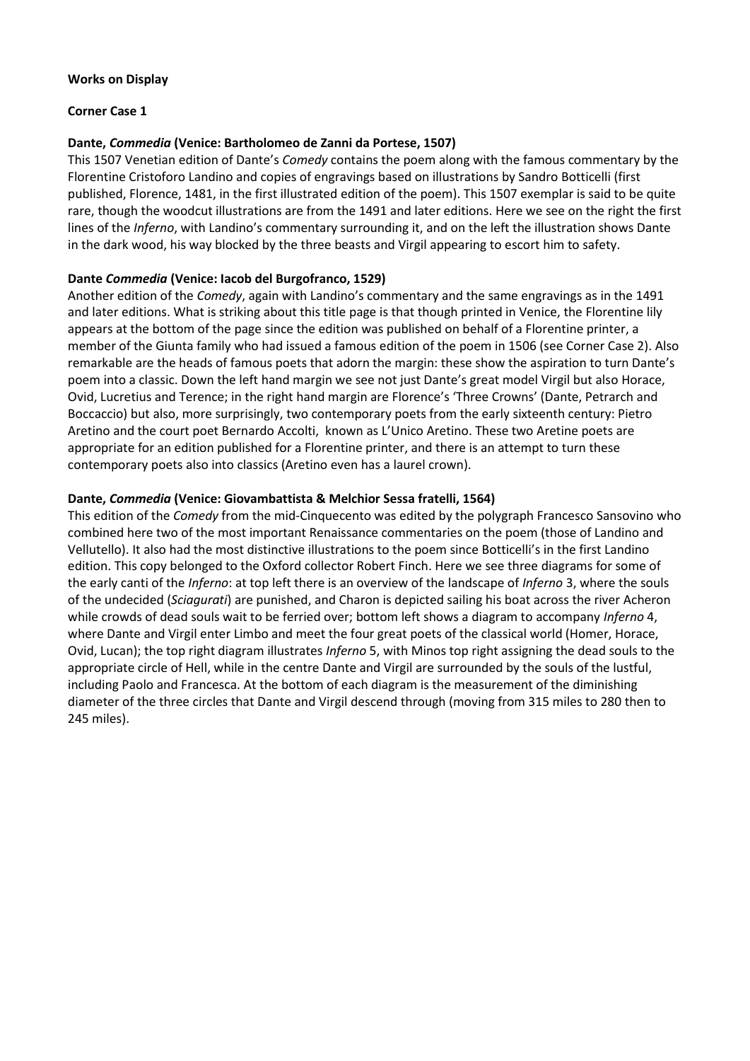**Works on Display**

**Corner Case 1**

**Dante, *Commedia* (Venice: Bartholomeo de Zanni da Portese, 1507)**

This 1507 Venetian edition of Dante's *Comedy* contains the poem along with the famous commentary by the Florentine Cristoforo Landino and copies of engravings based on illustrations by Sandro Botticelli (first published, Florence, 1481, in the first illustrated edition of the poem). This 1507 exemplar is said to be quite rare, though the woodcut illustrations are from the 1491 and later editions. Here we see on the right the first lines of the *Inferno*, with Landino's commentary surrounding it, and on the left the illustration shows Dante in the dark wood, his way blocked by the three beasts and Virgil appearing to escort him to safety.

**Dante *Commedia* (Venice: Iacob del Burgofranco, 1529)**

Another edition of the *Comedy*, again with Landino's commentary and the same engravings as in the 1491 and later editions. What is striking about this title page is that though printed in Venice, the Florentine lily appears at the bottom of the page since the edition was published on behalf of a Florentine printer, a member of the Giunta family who had issued a famous edition of the poem in 1506 (see Corner Case 2). Also remarkable are the heads of famous poets that adorn the margin: these show the aspiration to turn Dante's poem into a classic. Down the left hand margin we see not just Dante's great model Virgil but also Horace, Ovid, Lucretius and Terence; in the right hand margin are Florence's 'Three Crowns' (Dante, Petrarch and Boccaccio) but also, more surprisingly, two contemporary poets from the early sixteenth century: Pietro Aretino and the court poet Bernardo Accolti, known as L'Unico Aretino. These two Aretine poets are appropriate for an edition published for a Florentine printer, and there is an attempt to turn these contemporary poets also into classics (Aretino even has a laurel crown).

**Dante, *Commedia* (Venice: Giovambattista & Melchior Sessa fratelli, 1564)**

This edition of the *Comedy* from the mid-Cinquecento was edited by the polygraph Francesco Sansovino who combined here two of the most important Renaissance commentaries on the poem (those of Landino and Vellutello). It also had the most distinctive illustrations to the poem since Botticelli's in the first Landino edition. This copy belonged to the Oxford collector Robert Finch. Here we see three diagrams for some of the early canti of the *Inferno*: at top left there is an overview of the landscape of *Inferno* 3, where the souls of the undecided (*Sciagurati*) are punished, and Charon is depicted sailing his boat across the river Acheron while crowds of dead souls wait to be ferried over; bottom left shows a diagram to accompany *Inferno* 4, where Dante and Virgil enter Limbo and meet the four great poets of the classical world (Homer, Horace, Ovid, Lucan); the top right diagram illustrates *Inferno* 5, with Minos top right assigning the dead souls to the appropriate circle of Hell, while in the centre Dante and Virgil are surrounded by the souls of the lustful, including Paolo and Francesca. At the bottom of each diagram is the measurement of the diminishing diameter of the three circles that Dante and Virgil descend through (moving from 315 miles to 280 then to 245 miles).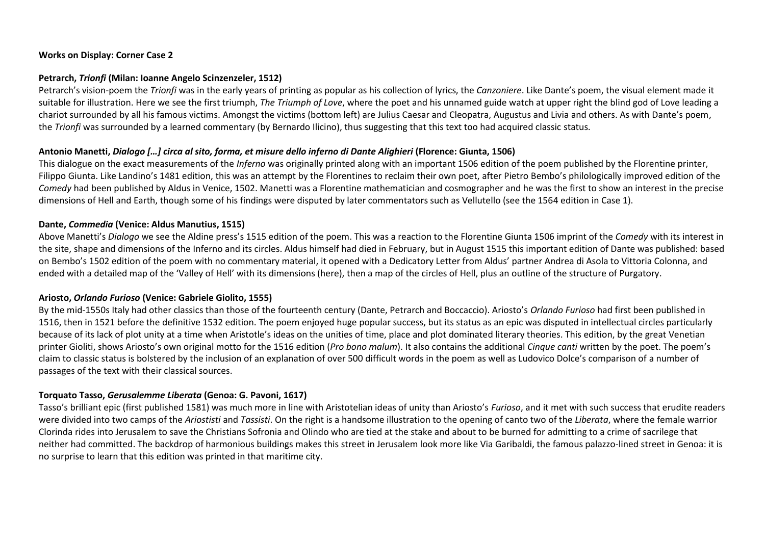**Works on Display: Corner Case 2**

**Petrarch, *Trionfi* (Milan: Ioanne Angelo Scinzenzeler, 1512)**

Petrarch's vision-poem the *Trionfi* was in the early years of printing as popular as his collection of lyrics, the *Canzoniere*. Like Dante's poem, the visual element made it suitable for illustration. Here we see the first triumph, *The Triumph of Love*, where the poet and his unnamed guide watch at upper right the blind god of Love leading a chariot surrounded by all his famous victims. Amongst the victims (bottom left) are Julius Caesar and Cleopatra, Augustus and Livia and others. As with Dante's poem, the *Trionfi* was surrounded by a learned commentary (by Bernardo Ilicino), thus suggesting that this text too had acquired classic status.

**Antonio Manetti, *Dialogo […] circa al sito, forma, et misure dello inferno di Dante Alighieri* (Florence: Giunta, 1506)**

This dialogue on the exact measurements of the *Inferno* was originally printed along with an important 1506 edition of the poem published by the Florentine printer, Filippo Giunta. Like Landino's 1481 edition, this was an attempt by the Florentines to reclaim their own poet, after Pietro Bembo's philologically improved edition of the *Comedy* had been published by Aldus in Venice, 1502. Manetti was a Florentine mathematician and cosmographer and he was the first to show an interest in the precise dimensions of Hell and Earth, though some of his findings were disputed by later commentators such as Vellutello (see the 1564 edition in Case 1).

**Dante, *Commedia* (Venice: Aldus Manutius, 1515)**

Above Manetti's *Dialogo* we see the Aldine press's 1515 edition of the poem. This was a reaction to the Florentine Giunta 1506 imprint of the *Comedy* with its interest in the site, shape and dimensions of the Inferno and its circles. Aldus himself had died in February, but in August 1515 this important edition of Dante was published: based on Bembo's 1502 edition of the poem with no commentary material, it opened with a Dedicatory Letter from Aldus' partner Andrea di Asola to Vittoria Colonna, and ended with a detailed map of the 'Valley of Hell' with its dimensions (here), then a map of the circles of Hell, plus an outline of the structure of Purgatory.

**Ariosto, *Orlando Furioso* (Venice: Gabriele Giolito, 1555)**

By the mid-1550s Italy had other classics than those of the fourteenth century (Dante, Petrarch and Boccaccio). Ariosto's *Orlando Furioso* had first been published in 1516, then in 1521 before the definitive 1532 edition. The poem enjoyed huge popular success, but its status as an epic was disputed in intellectual circles particularly because of its lack of plot unity at a time when Aristotle's ideas on the unities of time, place and plot dominated literary theories. This edition, by the great Venetian printer Gioliti, shows Ariosto's own original motto for the 1516 edition (*Pro bono malum*). It also contains the additional *Cinque canti* written by the poet. The poem's claim to classic status is bolstered by the inclusion of an explanation of over 500 difficult words in the poem as well as Ludovico Dolce's comparison of a number of passages of the text with their classical sources.

**Torquato Tasso, *Gerusalemme Liberata* (Genoa: G. Pavoni, 1617)**

Tasso's brilliant epic (first published 1581) was much more in line with Aristotelian ideas of unity than Ariosto's *Furioso*, and it met with such success that erudite readers were divided into two camps of the *Ariostisti* and *Tassisti*. On the right is a handsome illustration to the opening of canto two of the *Liberata*, where the female warrior Clorinda rides into Jerusalem to save the Christians Sofronia and Olindo who are tied at the stake and about to be burned for admitting to a crime of sacrilege that neither had committed. The backdrop of harmonious buildings makes this street in Jerusalem look more like Via Garibaldi, the famous palazzo-lined street in Genoa: it is no surprise to learn that this edition was printed in that maritime city.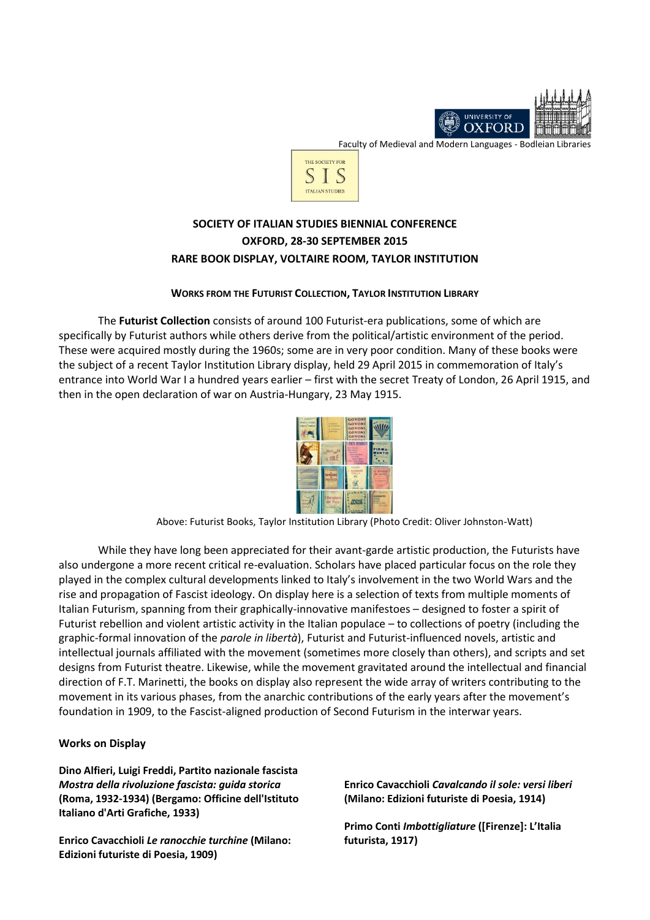Faculty of Medieval and Modern Languages - Bodleian Libraries

**SOCIETY OF ITALIAN STUDIES BIENNIAL CONFERENCE**
**OXFORD, 28-30 SEPTEMBER 2015**
**RARE BOOK DISPLAY, VOLTAIRE ROOM, TAYLOR INSTITUTION**

**WORKS FROM THE FUTURIST COLLECTION, TAYLOR INSTITUTION LIBRARY**

The **Futurist Collection** consists of around 100 Futurist-era publications, some of which are specifically by Futurist authors while others derive from the political/artistic environment of the period. These were acquired mostly during the 1960s; some are in very poor condition. Many of these books were the subject of a recent Taylor Institution Library display, held 29 April 2015 in commemoration of Italy's entrance into World War I a hundred years earlier – first with the secret Treaty of London, 26 April 1915, and then in the open declaration of war on Austria-Hungary, 23 May 1915.

Above: Futurist Books, Taylor Institution Library (Photo Credit: Oliver Johnston-Watt)

While they have long been appreciated for their avant-garde artistic production, the Futurists have also undergone a more recent critical re-evaluation. Scholars have placed particular focus on the role they played in the complex cultural developments linked to Italy's involvement in the two World Wars and the rise and propagation of Fascist ideology. On display here is a selection of texts from multiple moments of Italian Futurism, spanning from their graphically-innovative manifestoes – designed to foster a spirit of Futurist rebellion and violent artistic activity in the Italian populace – to collections of poetry (including the graphic-formal innovation of the *parole in libertà*), Futurist and Futurist-influenced novels, artistic and intellectual journals affiliated with the movement (sometimes more closely than others), and scripts and set designs from Futurist theatre. Likewise, while the movement gravitated around the intellectual and financial direction of F.T. Marinetti, the books on display also represent the wide array of writers contributing to the movement in its various phases, from the anarchic contributions of the early years after the movement's foundation in 1909, to the Fascist-aligned production of Second Futurism in the interwar years.

**Works on Display**

**Dino Alfieri, Luigi Freddi, Partito nazionale fascista *Mostra della rivoluzione fascista: guida storica* (Roma, 1932-1934) (Bergamo: Officine dell'Istituto Italiano d'Arti Grafiche, 1933)**

**Enrico Cavacchioli *Le ranocchie turchine* (Milano: Edizioni futuriste di Poesia, 1909)**

**Enrico Cavacchioli *Cavalcando il sole: versi liberi* (Milano: Edizioni futuriste di Poesia, 1914)**

**Primo Conti *Imbottigliature* ([Firenze]: L'Italia futurista, 1917)**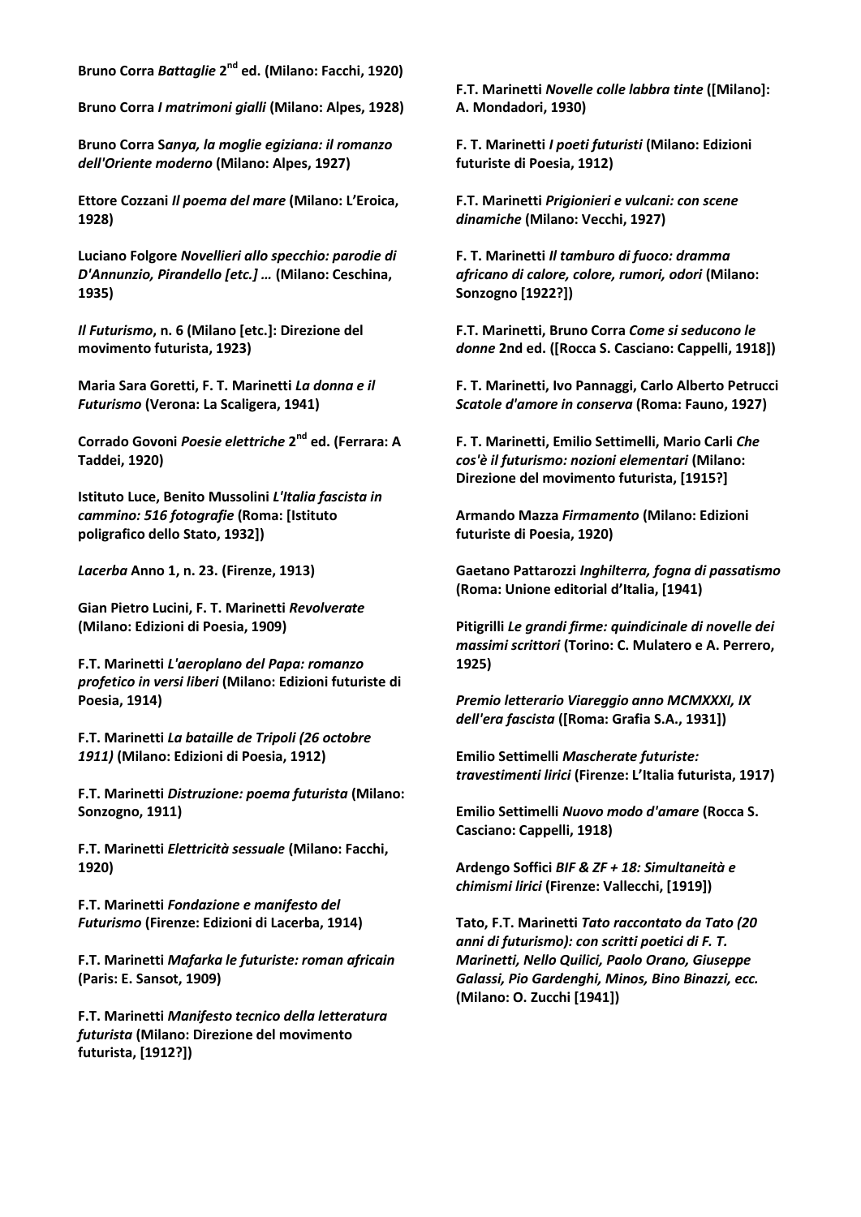**Bruno Corra *Battaglie* 2nd ed. (Milano: Facchi, 1920)**

**Bruno Corra *I matrimoni gialli* (Milano: Alpes, 1928)**

**Bruno Corra S*anya, la moglie egiziana: il romanzo dell'Oriente moderno* (Milano: Alpes, 1927)**

**Ettore Cozzani *Il poema del mare* (Milano: L'Eroica, 1928)**

**Luciano Folgore *Novellieri allo specchio: parodie di D'Annunzio, Pirandello [etc.] …* (Milano: Ceschina, 1935)**

***Il Futurismo*, n. 6 (Milano [etc.]: Direzione del movimento futurista, 1923)**

**Maria Sara Goretti, F. T. Marinetti *La donna e il Futurismo* (Verona: La Scaligera, 1941)**

**Corrado Govoni *Poesie elettriche* 2nd ed. (Ferrara: A Taddei, 1920)**

**Istituto Luce, Benito Mussolini *L'Italia fascista in cammino: 516 fotografie* (Roma: [Istituto poligrafico dello Stato, 1932])**

***Lacerba* Anno 1, n. 23. (Firenze, 1913)**

**Gian Pietro Lucini, F. T. Marinetti *Revolverate* (Milano: Edizioni di Poesia, 1909)**

**F.T. Marinetti *L'aeroplano del Papa: romanzo profetico in versi liberi* (Milano: Edizioni futuriste di Poesia, 1914)**

**F.T. Marinetti *La bataille de Tripoli (26 octobre 1911)* (Milano: Edizioni di Poesia, 1912)**

**F.T. Marinetti *Distruzione: poema futurista* (Milano: Sonzogno, 1911)**

**F.T. Marinetti *Elettricità sessuale* (Milano: Facchi, 1920)**

**F.T. Marinetti *Fondazione e manifesto del Futurismo* (Firenze: Edizioni di Lacerba, 1914)**

**F.T. Marinetti *Mafarka le futuriste: roman africain* (Paris: E. Sansot, 1909)**

**F.T. Marinetti *Manifesto tecnico della letteratura futurista* (Milano: Direzione del movimento futurista, [1912?])**

**F.T. Marinetti *Novelle colle labbra tinte* ([Milano]: A. Mondadori, 1930)**

**F. T. Marinetti *I poeti futuristi* (Milano: Edizioni futuriste di Poesia, 1912)**

**F.T. Marinetti *Prigionieri e vulcani: con scene dinamiche* (Milano: Vecchi, 1927)**

**F. T. Marinetti *Il tamburo di fuoco: dramma africano di calore, colore, rumori, odori* (Milano: Sonzogno [1922?])**

**F.T. Marinetti, Bruno Corra *Come si seducono le donne* 2nd ed. ([Rocca S. Casciano: Cappelli, 1918])**

**F. T. Marinetti, Ivo Pannaggi, Carlo Alberto Petrucci *Scatole d'amore in conserva* (Roma: Fauno, 1927)**

**F. T. Marinetti, Emilio Settimelli, Mario Carli *Che cos'è il futurismo: nozioni elementari* (Milano: Direzione del movimento futurista, [1915?]**

**Armando Mazza *Firmamento* (Milano: Edizioni futuriste di Poesia, 1920)**

**Gaetano Pattarozzi *Inghilterra, fogna di passatismo* (Roma: Unione editorial d'Italia, [1941)**

**Pitigrilli *Le grandi firme: quindicinale di novelle dei massimi scrittori* (Torino: C. Mulatero e A. Perrero, 1925)**

***Premio letterario Viareggio anno MCMXXXI, IX dell'era fascista* ([Roma: Grafia S.A., 1931])**

**Emilio Settimelli *Mascherate futuriste: travestimenti lirici* (Firenze: L'Italia futurista, 1917)**

**Emilio Settimelli *Nuovo modo d'amare* (Rocca S. Casciano: Cappelli, 1918)**

**Ardengo Soffici *BIF & ZF + 18: Simultaneità e chimismi lirici* (Firenze: Vallecchi, [1919])**

**Tato, F.T. Marinetti *Tato raccontato da Tato (20 anni di futurismo): con scritti poetici di F. T. Marinetti, Nello Quilici, Paolo Orano, Giuseppe Galassi, Pio Gardenghi, Minos, Bino Binazzi, ecc.* (Milano: O. Zucchi [1941])**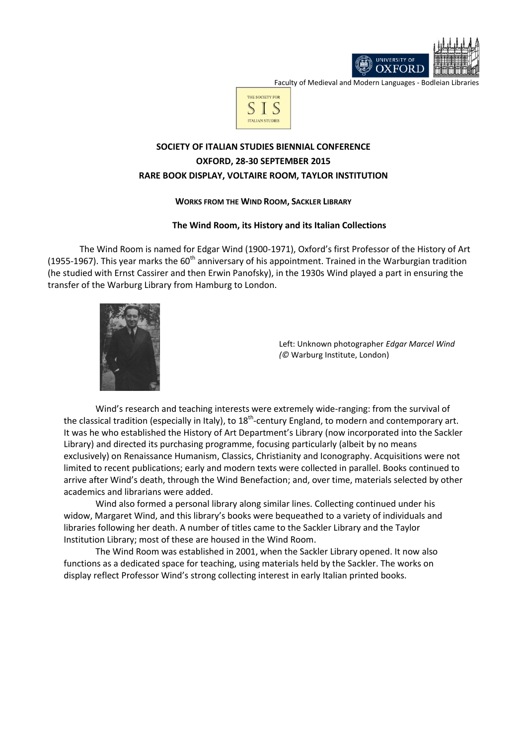Faculty of Medieval and Modern Languages - Bodleian Libraries

# SOCIETY OF ITALIAN STUDIES BIENNIAL CONFERENCE
# OXFORD, 28-30 SEPTEMBER 2015
# RARE BOOK DISPLAY, VOLTAIRE ROOM, TAYLOR INSTITUTION

## WORKS FROM THE WIND ROOM, SACKLER LIBRARY

### The Wind Room, its History and its Italian Collections

The Wind Room is named for Edgar Wind (1900-1971), Oxford's first Professor of the History of Art (1955-1967). This year marks the 60th anniversary of his appointment. Trained in the Warburgian tradition (he studied with Ernst Cassirer and then Erwin Panofsky), in the 1930s Wind played a part in ensuring the transfer of the Warburg Library from Hamburg to London.

Left: Unknown photographer *Edgar Marcel Wind (©* Warburg Institute, London)

Wind's research and teaching interests were extremely wide-ranging: from the survival of the classical tradition (especially in Italy), to 18th-century England, to modern and contemporary art. It was he who established the History of Art Department's Library (now incorporated into the Sackler Library) and directed its purchasing programme, focusing particularly (albeit by no means exclusively) on Renaissance Humanism, Classics, Christianity and Iconography. Acquisitions were not limited to recent publications; early and modern texts were collected in parallel. Books continued to arrive after Wind's death, through the Wind Benefaction; and, over time, materials selected by other academics and librarians were added.

Wind also formed a personal library along similar lines. Collecting continued under his widow, Margaret Wind, and this library's books were bequeathed to a variety of individuals and libraries following her death. A number of titles came to the Sackler Library and the Taylor Institution Library; most of these are housed in the Wind Room.

The Wind Room was established in 2001, when the Sackler Library opened. It now also functions as a dedicated space for teaching, using materials held by the Sackler. The works on display reflect Professor Wind's strong collecting interest in early Italian printed books.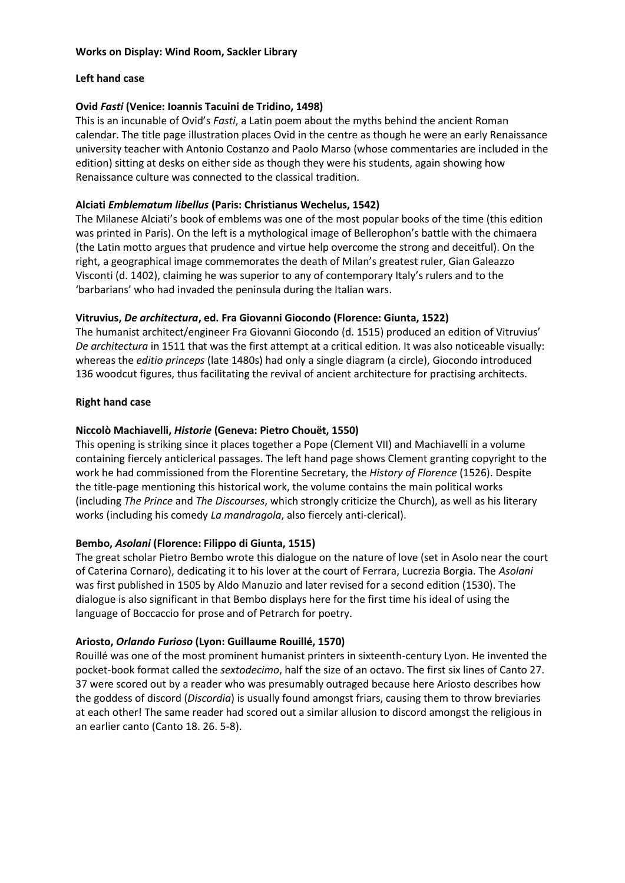**Works on Display: Wind Room, Sackler Library**

**Left hand case**

**Ovid *Fasti* (Venice: Ioannis Tacuini de Tridino, 1498)**

This is an incunable of Ovid's *Fasti*, a Latin poem about the myths behind the ancient Roman calendar. The title page illustration places Ovid in the centre as though he were an early Renaissance university teacher with Antonio Costanzo and Paolo Marso (whose commentaries are included in the edition) sitting at desks on either side as though they were his students, again showing how Renaissance culture was connected to the classical tradition.

**Alciati *Emblematum libellus* (Paris: Christianus Wechelus, 1542)**

The Milanese Alciati's book of emblems was one of the most popular books of the time (this edition was printed in Paris). On the left is a mythological image of Bellerophon's battle with the chimaera (the Latin motto argues that prudence and virtue help overcome the strong and deceitful). On the right, a geographical image commemorates the death of Milan's greatest ruler, Gian Galeazzo Visconti (d. 1402), claiming he was superior to any of contemporary Italy's rulers and to the 'barbarians' who had invaded the peninsula during the Italian wars.

**Vitruvius, *De architectura*, ed. Fra Giovanni Giocondo (Florence: Giunta, 1522)**

The humanist architect/engineer Fra Giovanni Giocondo (d. 1515) produced an edition of Vitruvius' *De architectura* in 1511 that was the first attempt at a critical edition. It was also noticeable visually: whereas the *editio princeps* (late 1480s) had only a single diagram (a circle), Giocondo introduced 136 woodcut figures, thus facilitating the revival of ancient architecture for practising architects.

**Right hand case**

**Niccolò Machiavelli, *Historie* (Geneva: Pietro Chouët, 1550)**

This opening is striking since it places together a Pope (Clement VII) and Machiavelli in a volume containing fiercely anticlerical passages. The left hand page shows Clement granting copyright to the work he had commissioned from the Florentine Secretary, the *History of Florence* (1526). Despite the title-page mentioning this historical work, the volume contains the main political works (including *The Prince* and *The Discourses*, which strongly criticize the Church), as well as his literary works (including his comedy *La mandragola*, also fiercely anti-clerical).

**Bembo, *Asolani* (Florence: Filippo di Giunta, 1515)**

The great scholar Pietro Bembo wrote this dialogue on the nature of love (set in Asolo near the court of Caterina Cornaro), dedicating it to his lover at the court of Ferrara, Lucrezia Borgia. The *Asolani* was first published in 1505 by Aldo Manuzio and later revised for a second edition (1530). The dialogue is also significant in that Bembo displays here for the first time his ideal of using the language of Boccaccio for prose and of Petrarch for poetry.

**Ariosto, *Orlando Furioso* (Lyon: Guillaume Rouillé, 1570)**

Rouillé was one of the most prominent humanist printers in sixteenth-century Lyon. He invented the pocket-book format called the *sextodecimo*, half the size of an octavo. The first six lines of Canto 27. 37 were scored out by a reader who was presumably outraged because here Ariosto describes how the goddess of discord (*Discordia*) is usually found amongst friars, causing them to throw breviaries at each other! The same reader had scored out a similar allusion to discord amongst the religious in an earlier canto (Canto 18. 26. 5-8).